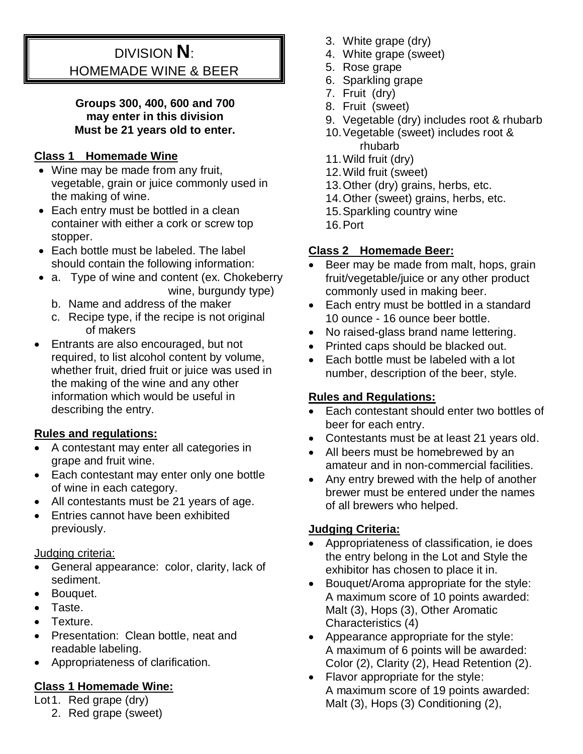# DIVISION N: HOMEMADE WINE & BEER

**Groups 300, 400, 600 and 700 may enter in this division**
**Must be 21 years old to enter.**

## Class 1 Homemade Wine

- Wine may be made from any fruit, vegetable, grain or juice commonly used in the making of wine.
- Each entry must be bottled in a clean container with either a cork or screw top stopper.
- Each bottle must be labeled. The label should contain the following information:
- a. Type of wine and content (ex. Chokeberry wine, burgundy type)
  b. Name and address of the maker
  c. Recipe type, if the recipe is not original of makers
- Entrants are also encouraged, but not required, to list alcohol content by volume, whether fruit, dried fruit or juice was used in the making of the wine and any other information which would be useful in describing the entry.

**Rules and regulations:**

- A contestant may enter all categories in grape and fruit wine.
- Each contestant may enter only one bottle of wine in each category.
- All contestants must be 21 years of age.
- Entries cannot have been exhibited previously.

Judging criteria:

- General appearance: color, clarity, lack of sediment.
- Bouquet.
- Taste.
- Texture.
- Presentation: Clean bottle, neat and readable labeling.
- Appropriateness of clarification.

## Class 1 Homemade Wine:

Lot
1. Red grape (dry)
2. Red grape (sweet)
3. White grape (dry)
4. White grape (sweet)
5. Rose grape
6. Sparkling grape
7. Fruit (dry)
8. Fruit (sweet)
9. Vegetable (dry) includes root & rhubarb
10. Vegetable (sweet) includes root & rhubarb
11. Wild fruit (dry)
12. Wild fruit (sweet)
13. Other (dry) grains, herbs, etc.
14. Other (sweet) grains, herbs, etc.
15. Sparkling country wine
16. Port

## Class 2 Homemade Beer:

- Beer may be made from malt, hops, grain fruit/vegetable/juice or any other product commonly used in making beer.
- Each entry must be bottled in a standard 10 ounce - 16 ounce beer bottle.
- No raised-glass brand name lettering.
- Printed caps should be blacked out.
- Each bottle must be labeled with a lot number, description of the beer, style.

**Rules and Regulations:**

- Each contestant should enter two bottles of beer for each entry.
- Contestants must be at least 21 years old.
- All beers must be homebrewed by an amateur and in non-commercial facilities.
- Any entry brewed with the help of another brewer must be entered under the names of all brewers who helped.

**Judging Criteria:**

- Appropriateness of classification, ie does the entry belong in the Lot and Style the exhibitor has chosen to place it in.
- Bouquet/Aroma appropriate for the style: A maximum score of 10 points awarded: Malt (3), Hops (3), Other Aromatic Characteristics (4)
- Appearance appropriate for the style: A maximum of 6 points will be awarded: Color (2), Clarity (2), Head Retention (2).
- Flavor appropriate for the style: A maximum score of 19 points awarded: Malt (3), Hops (3) Conditioning (2),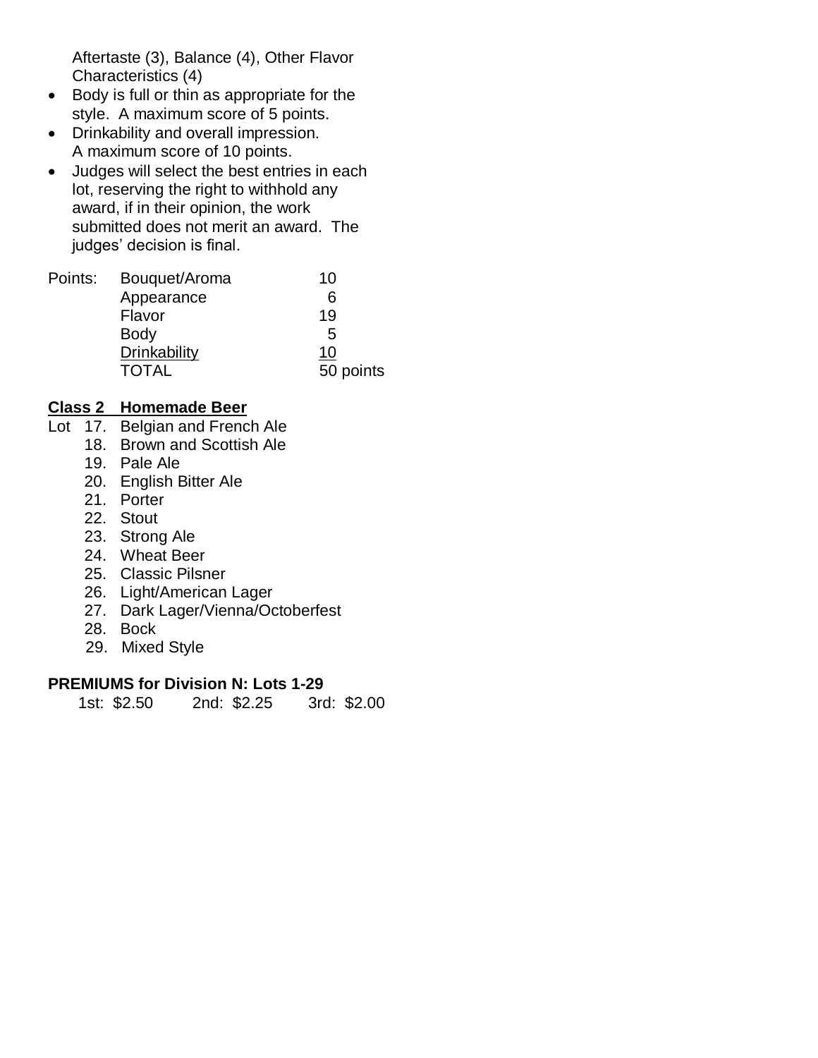Aftertaste (3), Balance (4), Other Flavor Characteristics (4)

- Body is full or thin as appropriate for the style. A maximum score of 5 points.
- Drinkability and overall impression. A maximum score of 10 points.
- Judges will select the best entries in each lot, reserving the right to withhold any award, if in their opinion, the work submitted does not merit an award. The judges' decision is final.

| | | |
|---|---|---|
| Points: | Bouquet/Aroma | 10 |
| | Appearance | 6 |
| | Flavor | 19 |
| | Body | 5 |
| | Drinkability | 10 |
| | TOTAL | 50 points |

**Class 2 Homemade Beer**

Lot 17. Belgian and French Ale
18. Brown and Scottish Ale
19. Pale Ale
20. English Bitter Ale
21. Porter
22. Stout
23. Strong Ale
24. Wheat Beer
25. Classic Pilsner
26. Light/American Lager
27. Dark Lager/Vienna/Octoberfest
28. Bock
29. Mixed Style

**PREMIUMS for Division N: Lots 1-29**

1st: $2.50 2nd: $2.25 3rd: $2.00